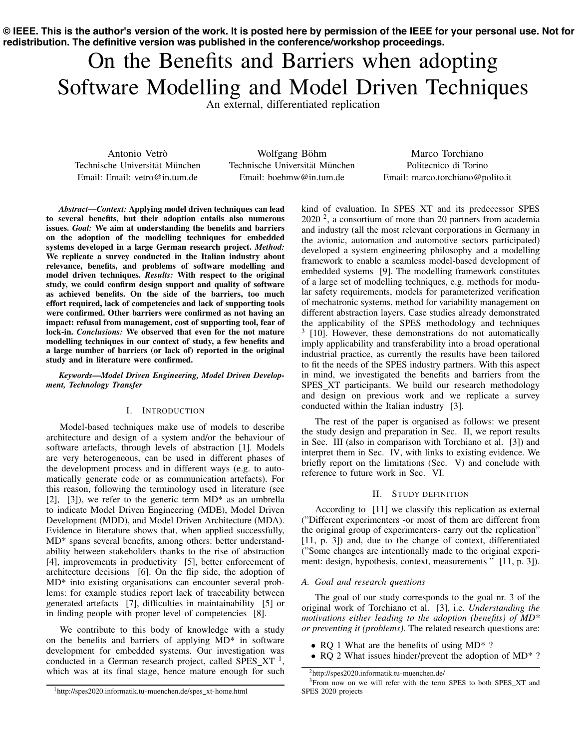**© IEEE. This is the author's version of the work. It is posted here by permission of the IEEE for your personal use. Not for redistribution. The definitive version was published in the conference/workshop proceedings.**

# On the Benefits and Barriers when adopting Software Modelling and Model Driven Techniques

An external, differentiated replication

Antonio Vetrò
Technische Universität München
Email: Email: vetro@in.tum.de

Wolfgang Böhm
Technische Universität München
Email: boehmw@in.tum.de

Marco Torchiano
Politecnico di Torino
Email: marco.torchiano@polito.it

***Abstract*—*Context:* Applying model driven techniques can lead to several benefits, but their adoption entails also numerous issues. *Goal:* We aim at understanding the benefits and barriers on the adoption of the modelling techniques for embedded systems developed in a large German research project. *Method:* We replicate a survey conducted in the Italian industry about relevance, benefits, and problems of software modelling and model driven techniques. *Results:* With respect to the original study, we could confirm design support and quality of software as achieved benefits. On the side of the barriers, too much effort required, lack of competencies and lack of supporting tools were confirmed. Other barriers were confirmed as not having an impact: refusal from management, cost of supporting tool, fear of lock-in. *Conclusions:* We observed that even for the not mature modelling techniques in our context of study, a few benefits and a large number of barriers (or lack of) reported in the original study and in literature were confirmed.**

***Keywords*—*Model Driven Engineering, Model Driven Development, Technology Transfer***

## I. Introduction

Model-based techniques make use of models to describe architecture and design of a system and/or the behaviour of software artefacts, through levels of abstraction [1]. Models are very heterogeneous, can be used in different phases of the development process and in different ways (e.g. to automatically generate code or as communication artefacts). For this reason, following the terminology used in literature (see [2], [3]), we refer to the generic term MD* as an umbrella to indicate Model Driven Engineering (MDE), Model Driven Development (MDD), and Model Driven Architecture (MDA). Evidence in literature shows that, when applied successfully, MD* spans several benefits, among others: better understandability between stakeholders thanks to the rise of abstraction [4], improvements in productivity [5], better enforcement of architecture decisions [6]. On the flip side, the adoption of MD* into existing organisations can encounter several problems: for example studies report lack of traceability between generated artefacts [7], difficulties in maintainability [5] or in finding people with proper level of competencies [8].

We contribute to this body of knowledge with a study on the benefits and barriers of applying MD* in software development for embedded systems. Our investigation was conducted in a German research project, called SPES_XT [1], which was at its final stage, hence mature enough for such kind of evaluation. In SPES_XT and its predecessor SPES 2020 [2], a consortium of more than 20 partners from academia and industry (all the most relevant corporations in Germany in the avionic, automation and automotive sectors participated) developed a system engineering philosophy and a modelling framework to enable a seamless model-based development of embedded systems [9]. The modelling framework constitutes of a large set of modelling techniques, e.g. methods for modular safety requirements, models for parameterized verification of mechatronic systems, method for variability management on different abstraction layers. Case studies already demonstrated the applicability of the SPES methodology and techniques [3] [10]. However, these demonstrations do not automatically imply applicability and transferability into a broad operational industrial practice, as currently the results have been tailored to fit the needs of the SPES industry partners. With this aspect in mind, we investigated the benefits and barriers from the SPES_XT participants. We build our research methodology and design on previous work and we replicate a survey conducted within the Italian industry [3].

The rest of the paper is organised as follows: we present the study design and preparation in Sec. II, we report results in Sec. III (also in comparison with Torchiano et al. [3]) and interpret them in Sec. IV, with links to existing evidence. We briefly report on the limitations (Sec. V) and conclude with reference to future work in Sec. VI.

## II. Study definition

According to [11] we classify this replication as external ("Different experimenters -or most of them are different from the original group of experimenters- carry out the replication" [11, p. 3]) and, due to the change of context, differentiated ("Some changes are intentionally made to the original experiment: design, hypothesis, context, measurements " [11, p. 3]).

### A. Goal and research questions

The goal of our study corresponds to the goal nr. 3 of the original work of Torchiano et al. [3], i.e. *Understanding the motivations either leading to the adoption (benefits) of MD* or preventing it (problems).* The related research questions are:

- RQ 1 What are the benefits of using MD* ?
- RQ 2 What issues hinder/prevent the adoption of MD* ?

[1] http://spes2020.informatik.tu-muenchen.de/spes_xt-home.html

[2] http://spes2020.informatik.tu-muenchen.de/

[3] From now on we will refer with the term SPES to both SPES_XT and SPES 2020 projects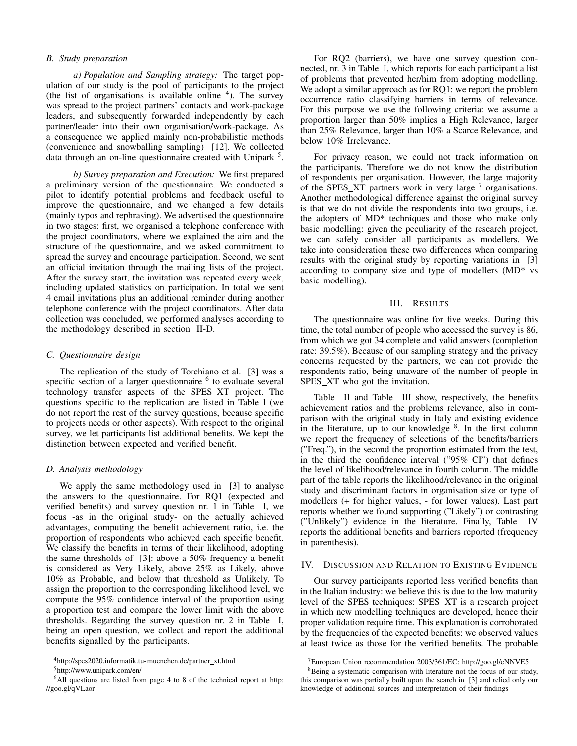### B. Study preparation

*a) Population and Sampling strategy:* The target population of our study is the pool of participants to the project (the list of organisations is available online [4]). The survey was spread to the project partners' contacts and work-package leaders, and subsequently forwarded independently by each partner/leader into their own organisation/work-package. As a consequence we applied mainly non-probabilistic methods (convenience and snowballing sampling) [12]. We collected data through an on-line questionnaire created with Unipark [5].

*b) Survey preparation and Execution:* We first prepared a preliminary version of the questionnaire. We conducted a pilot to identify potential problems and feedback useful to improve the questionnaire, and we changed a few details (mainly typos and rephrasing). We advertised the questionnaire in two stages: first, we organised a telephone conference with the project coordinators, where we explained the aim and the structure of the questionnaire, and we asked commitment to spread the survey and encourage participation. Second, we sent an official invitation through the mailing lists of the project. After the survey start, the invitation was repeated every week, including updated statistics on participation. In total we sent 4 email invitations plus an additional reminder during another telephone conference with the project coordinators. After data collection was concluded, we performed analyses according to the methodology described in section II-D.

### C. Questionnaire design

The replication of the study of Torchiano et al. [3] was a specific section of a larger questionnaire [6] to evaluate several technology transfer aspects of the SPES_XT project. The questions specific to the replication are listed in Table I (we do not report the rest of the survey questions, because specific to projects needs or other aspects). With respect to the original survey, we let participants list additional benefits. We kept the distinction between expected and verified benefit.

### D. Analysis methodology

We apply the same methodology used in [3] to analyse the answers to the questionnaire. For RQ1 (expected and verified benefits) and survey question nr. 1 in Table I, we focus -as in the original study- on the actually achieved advantages, computing the benefit achievement ratio, i.e. the proportion of respondents who achieved each specific benefit. We classify the benefits in terms of their likelihood, adopting the same thresholds of [3]: above a 50% frequency a benefit is considered as Very Likely, above 25% as Likely, above 10% as Probable, and below that threshold as Unlikely. To assign the proportion to the corresponding likelihood level, we compute the 95% confidence interval of the proportion using a proportion test and compare the lower limit with the above thresholds. Regarding the survey question nr. 2 in Table I, being an open question, we collect and report the additional benefits signalled by the participants.

For RQ2 (barriers), we have one survey question connected, nr. 3 in Table I, which reports for each participant a list of problems that prevented her/him from adopting modelling. We adopt a similar approach as for RQ1: we report the problem occurrence ratio classifying barriers in terms of relevance. For this purpose we use the following criteria: we assume a proportion larger than 50% implies a High Relevance, larger than 25% Relevance, larger than 10% a Scarce Relevance, and below 10% Irrelevance.

For privacy reason, we could not track information on the participants. Therefore we do not know the distribution of respondents per organisation. However, the large majority of the SPES_XT partners work in very large [7] organisations. Another methodological difference against the original survey is that we do not divide the respondents into two groups, i.e. the adopters of MD* techniques and those who make only basic modelling: given the peculiarity of the research project, we can safely consider all participants as modellers. We take into consideration these two differences when comparing results with the original study by reporting variations in [3] according to company size and type of modellers (MD* vs basic modelling).

## III. Results

The questionnaire was online for five weeks. During this time, the total number of people who accessed the survey is 86, from which we got 34 complete and valid answers (completion rate: 39.5%). Because of our sampling strategy and the privacy concerns requested by the partners, we can not provide the respondents ratio, being unaware of the number of people in SPES_XT who got the invitation.

Table II and Table III show, respectively, the benefits achievement ratios and the problems relevance, also in comparison with the original study in Italy and existing evidence in the literature, up to our knowledge [8]. In the first column we report the frequency of selections of the benefits/barriers ("Freq."), in the second the proportion estimated from the test, in the third the confidence interval ("95% CI") that defines the level of likelihood/relevance in fourth column. The middle part of the table reports the likelihood/relevance in the original study and discriminant factors in organisation size or type of modellers (+ for higher values, - for lower values). Last part reports whether we found supporting ("Likely") or contrasting ("Unlikely") evidence in the literature. Finally, Table IV reports the additional benefits and barriers reported (frequency in parenthesis).

## IV. Discussion and Relation to Existing Evidence

Our survey participants reported less verified benefits than in the Italian industry: we believe this is due to the low maturity level of the SPES techniques: SPES_XT is a research project in which new modelling techniques are developed, hence their proper validation require time. This explanation is corroborated by the frequencies of the expected benefits: we observed values at least twice as those for the verified benefits. The probable

---

[4] http://spes2020.informatik.tu-muenchen.de/partner_xt.html

[5] http://www.unipark.com/en/

[6] All questions are listed from page 4 to 8 of the technical report at http://goo.gl/qVLaor

[7] European Union recommendation 2003/361/EC: http://goo.gl/eNNVE5

[8] Being a systematic comparison with literature not the focus of our study, this comparison was partially built upon the search in [3] and relied only our knowledge of additional sources and interpretation of their findings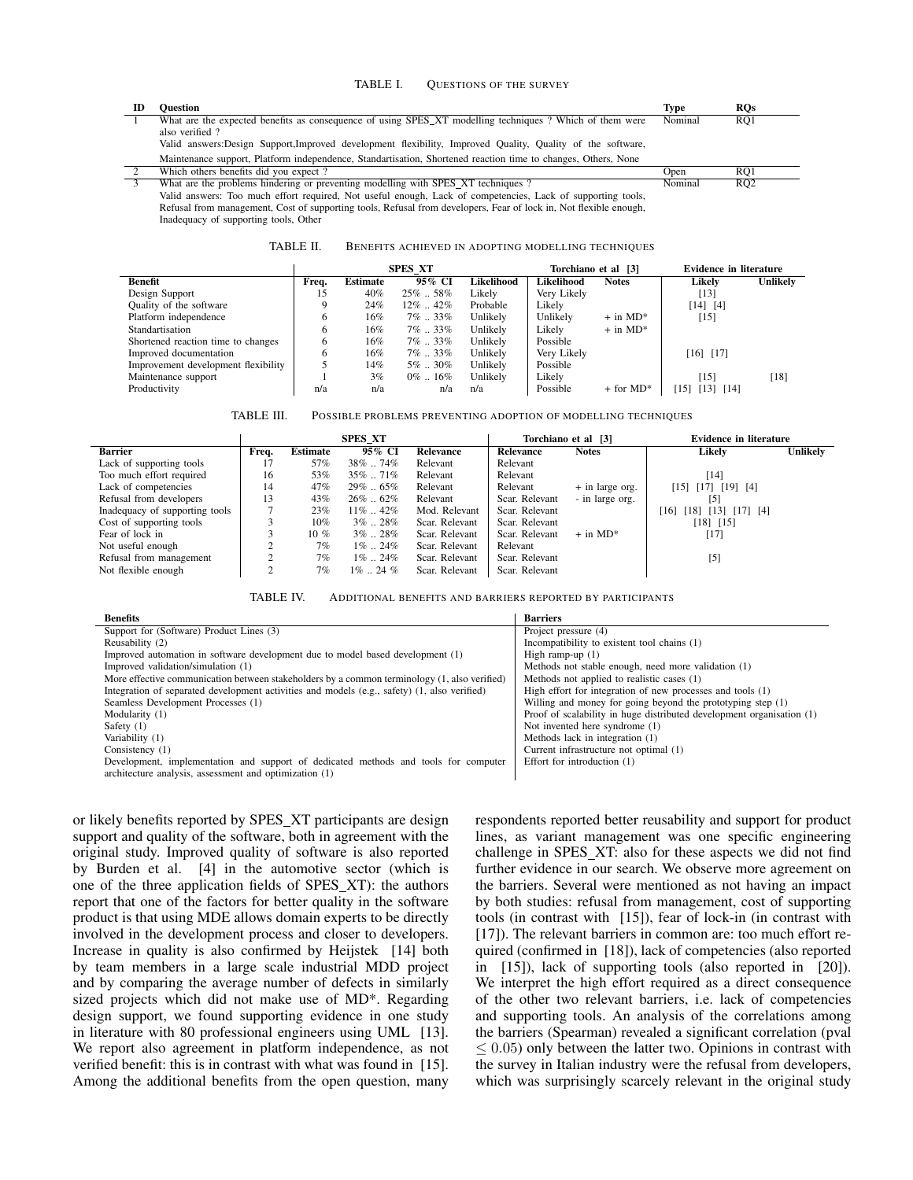TABLE I. QUESTIONS OF THE SURVEY

| ID | Question | Type | RQs |
|---|---|---|---|
| 1 | What are the expected benefits as consequence of using SPES_XT modelling techniques ? Which of them were also verified ? Valid answers:Design Support,Improved development flexibility, Improved Quality, Quality of the software, Maintenance support, Platform independence, Standardisation, Shortened reaction time to changes, Others, None | Nominal | RQ1 |
| 2 | Which others benefits did you expect ? | Open | RQ1 |
| 3 | What are the problems hindering or preventing modelling with SPES_XT techniques ? Valid answers: Too much effort required, Not useful enough, Lack of competencies, Lack of supporting tools, Refusal from management, Cost of supporting tools, Refusal from developers, Fear of lock in, Not flexible enough, Inadequacy of supporting tools, Other | Nominal | RQ2 |

TABLE II. BENEFITS ACHIEVED IN ADOPTING MODELLING TECHNIQUES

| | SPES_XT | | | | Torchiano et al [3] | | Evidence in literature | |
|---|---|---|---|---|---|---|---|---|
| Benefit | Freq. | Estimate | 95% CI | Likelihood | Likelihood | Notes | Likely | Unlikely |
| Design Support | 15 | 40% | 25% .. 58% | Likely | Very Likely | | [13] | |
| Quality of the software | 9 | 24% | 12% .. 42% | Probable | Likely | | [14] [4] | |
| Platform independence | 6 | 16% | 7% .. 33% | Unlikely | Unlikely | + in MD* | [15] | |
| Standartisation | 6 | 16% | 7% .. 33% | Unlikely | Likely | + in MD* | | |
| Shortened reaction time to changes | 6 | 16% | 7% .. 33% | Unlikely | Possible | | | |
| Improved documentation | 6 | 16% | 7% .. 33% | Unlikely | Very Likely | | [16] [17] | |
| Improvement development flexibility | 5 | 14% | 5% .. 30% | Unlikely | Possible | | | |
| Maintenance support | 1 | 3% | 0% .. 16% | Unlikely | Likely | | [15] | [18] |
| Productivity | n/a | n/a | n/a | n/a | Possible | + for MD* | [15] [13] [14] | |

TABLE III. POSSIBLE PROBLEMS PREVENTING ADOPTION OF MODELLING TECHNIQUES

| | SPES_XT | | | | Torchiano et al [3] | | Evidence in literature | |
|---|---|---|---|---|---|---|---|---|
| Barrier | Freq. | Estimate | 95% CI | Relevance | Relevance | Notes | Likely | Unlikely |
| Lack of supporting tools | 17 | 57% | 38% .. 74% | Relevant | Relevant | | | |
| Too much effort required | 16 | 53% | 35% .. 71% | Relevant | Relevant | | [14] | |
| Lack of competencies | 14 | 47% | 29% .. 65% | Relevant | Relevant | + in large org. | [15] [17] [19] [4] | |
| Refusal from developers | 13 | 43% | 26% .. 62% | Relevant | Scar. Relevant | - in large org. | [5] | |
| Inadequacy of supporting tools | 7 | 23% | 11% .. 42% | Mod. Relevant | Scar. Relevant | | [16] [18] [13] [17] [4] | |
| Cost of supporting tools | 3 | 10% | 3% .. 28% | Scar. Relevant | Scar. Relevant | | [18] [15] | |
| Fear of lock in | 3 | 10 % | 3% .. 28% | Scar. Relevant | Scar. Relevant | + in MD* | [17] | |
| Not useful enough | 2 | 7% | 1% .. 24% | Scar. Relevant | Relevant | | | |
| Refusal from management | 2 | 7% | 1% .. 24% | Scar. Relevant | Scar. Relevant | | [5] | |
| Not flexible enough | 2 | 7% | 1% .. 24 % | Scar. Relevant | Scar. Relevant | | | |

TABLE IV. ADDITIONAL BENEFITS AND BARRIERS REPORTED BY PARTICIPANTS

| Benefits | Barriers |
|---|---|
| Support for (Software) Product Lines (3) | Project pressure (4) |
| Reusability (2) | Incompatibility to existent tool chains (1) |
| Improved automation in software development due to model based development (1) | High ramp-up (1) |
| Improved validation/simulation (1) | Methods not stable enough, need more validation (1) |
| More effective communication between stakeholders by a common terminology (1, also verified) | Methods not applied to realistic cases (1) |
| Integration of separated development activities and models (e.g., safety) (1, also verified) | High effort for integration of new processes and tools (1) |
| Seamless Development Processes (1) | Willing and money for going beyond the prototyping step (1) |
| Modularity (1) | Proof of scalability in huge distributed development organisation (1) |
| Safety (1) | Not invented here syndrome (1) |
| Variability (1) | Methods lack in integration (1) |
| Consistency (1) | Current infrastructure not optimal (1) |
| Development, implementation and support of dedicated methods and tools for computer architecture analysis, assessment and optimization (1) | Effort for introduction (1) |

or likely benefits reported by SPES_XT participants are design support and quality of the software, both in agreement with the original study. Improved quality of software is also reported by Burden et al. [4] in the automotive sector (which is one of the three application fields of SPES_XT): the authors report that one of the factors for better quality in the software product is that using MDE allows domain experts to be directly involved in the development process and closer to developers. Increase in quality is also confirmed by Heijstek [14] both by team members in a large scale industrial MDD project and by comparing the average number of defects in similarly sized projects which did not make use of MD*. Regarding design support, we found supporting evidence in one study in literature with 80 professional engineers using UML [13]. We report also agreement in platform independence, as not verified benefit: this is in contrast with what was found in [15]. Among the additional benefits from the open question, many respondents reported better reusability and support for product lines, as variant management was one specific engineering challenge in SPES_XT: also for these aspects we did not find further evidence in our search. We observe more agreement on the barriers. Several were mentioned as not having an impact by both studies: refusal from management, cost of supporting tools (in contrast with [15]), fear of lock-in (in contrast with [17]). The relevant barriers in common are: too much effort required (confirmed in [18]), lack of competencies (also reported in [15]), lack of supporting tools (also reported in [20]). We interpret the high effort required as a direct consequence of the other two relevant barriers, i.e. lack of competencies and supporting tools. An analysis of the correlations among the barriers (Spearman) revealed a significant correlation (pval $\leq 0.05$) only between the latter two. Opinions in contrast with the survey in Italian industry were the refusal from developers, which was surprisingly scarcely relevant in the original study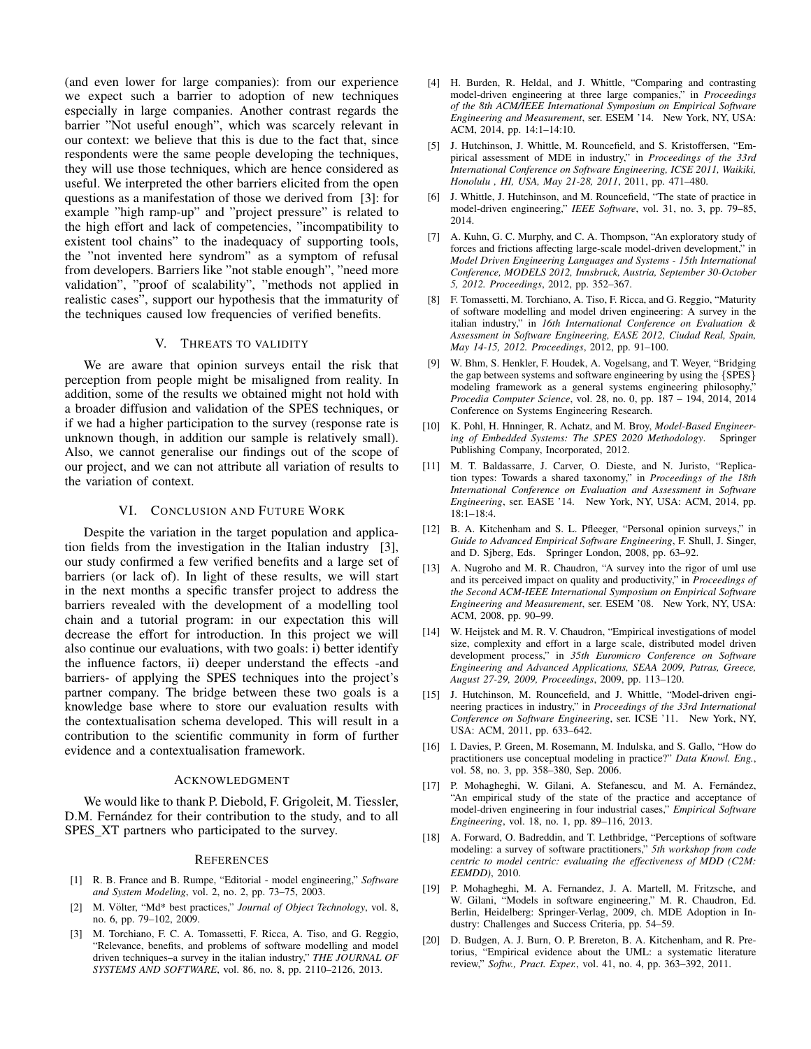(and even lower for large companies): from our experience we expect such a barrier to adoption of new techniques especially in large companies. Another contrast regards the barrier "Not useful enough", which was scarcely relevant in our context: we believe that this is due to the fact that, since respondents were the same people developing the techniques, they will use those techniques, which are hence considered as useful. We interpreted the other barriers elicited from the open questions as a manifestation of those we derived from [3]: for example "high ramp-up" and "project pressure" is related to the high effort and lack of competencies, "incompatibility to existent tool chains" to the inadequacy of supporting tools, the "not invented here syndrom" as a symptom of refusal from developers. Barriers like "not stable enough", "need more validation", "proof of scalability", "methods not applied in realistic cases", support our hypothesis that the immaturity of the techniques caused low frequencies of verified benefits.

## V. Threats to validity

We are aware that opinion surveys entail the risk that perception from people might be misaligned from reality. In addition, some of the results we obtained might not hold with a broader diffusion and validation of the SPES techniques, or if we had a higher participation to the survey (response rate is unknown though, in addition our sample is relatively small). Also, we cannot generalise our findings out of the scope of our project, and we can not attribute all variation of results to the variation of context.

## VI. Conclusion and Future Work

Despite the variation in the target population and application fields from the investigation in the Italian industry [3], our study confirmed a few verified benefits and a large set of barriers (or lack of). In light of these results, we will start in the next months a specific transfer project to address the barriers revealed with the development of a modelling tool chain and a tutorial program: in our expectation this will decrease the effort for introduction. In this project we will also continue our evaluations, with two goals: i) better identify the influence factors, ii) deeper understand the effects -and barriers- of applying the SPES techniques into the project's partner company. The bridge between these two goals is a knowledge base where to store our evaluation results with the contextualisation schema developed. This will result in a contribution to the scientific community in form of further evidence and a contextualisation framework.

## Acknowledgment

We would like to thank P. Diebold, F. Grigoleit, M. Tiessler, D.M. Fernández for their contribution to the study, and to all SPES_XT partners who participated to the survey.

## References

[1] R. B. France and B. Rumpe, "Editorial - model engineering," *Software and System Modeling*, vol. 2, no. 2, pp. 73–75, 2003.

[2] M. Völter, "Md* best practices," *Journal of Object Technology*, vol. 8, no. 6, pp. 79–102, 2009.

[3] M. Torchiano, F. C. A. Tomassetti, F. Ricca, A. Tiso, and G. Reggio, "Relevance, benefits, and problems of software modelling and model driven techniques–a survey in the italian industry," *THE JOURNAL OF SYSTEMS AND SOFTWARE*, vol. 86, no. 8, pp. 2110–2126, 2013.

[4] H. Burden, R. Heldal, and J. Whittle, "Comparing and contrasting model-driven engineering at three large companies," in *Proceedings of the 8th ACM/IEEE International Symposium on Empirical Software Engineering and Measurement*, ser. ESEM '14. New York, NY, USA: ACM, 2014, pp. 14:1–14:10.

[5] J. Hutchinson, J. Whittle, M. Rouncefield, and S. Kristoffersen, "Empirical assessment of MDE in industry," in *Proceedings of the 33rd International Conference on Software Engineering, ICSE 2011, Waikiki, Honolulu , HI, USA, May 21-28, 2011*, 2011, pp. 471–480.

[6] J. Whittle, J. Hutchinson, and M. Rouncefield, "The state of practice in model-driven engineering," *IEEE Software*, vol. 31, no. 3, pp. 79–85, 2014.

[7] A. Kuhn, G. C. Murphy, and C. A. Thompson, "An exploratory study of forces and frictions affecting large-scale model-driven development," in *Model Driven Engineering Languages and Systems - 15th International Conference, MODELS 2012, Innsbruck, Austria, September 30-October 5, 2012. Proceedings*, 2012, pp. 352–367.

[8] F. Tomassetti, M. Torchiano, A. Tiso, F. Ricca, and G. Reggio, "Maturity of software modelling and model driven engineering: A survey in the italian industry," in *16th International Conference on Evaluation & Assessment in Software Engineering, EASE 2012, Ciudad Real, Spain, May 14-15, 2012. Proceedings*, 2012, pp. 91–100.

[9] W. Bhm, S. Henkler, F. Houdek, A. Vogelsang, and T. Weyer, "Bridging the gap between systems and software engineering by using the {SPES} modeling framework as a general systems engineering philosophy," *Procedia Computer Science*, vol. 28, no. 0, pp. 187 – 194, 2014, 2014 Conference on Systems Engineering Research.

[10] K. Pohl, H. Hnninger, R. Achatz, and M. Broy, *Model-Based Engineering of Embedded Systems: The SPES 2020 Methodology*. Springer Publishing Company, Incorporated, 2012.

[11] M. T. Baldassarre, J. Carver, O. Dieste, and N. Juristo, "Replication types: Towards a shared taxonomy," in *Proceedings of the 18th International Conference on Evaluation and Assessment in Software Engineering*, ser. EASE '14. New York, NY, USA: ACM, 2014, pp. 18:1–18:4.

[12] B. A. Kitchenham and S. L. Pfleeger, "Personal opinion surveys," in *Guide to Advanced Empirical Software Engineering*, F. Shull, J. Singer, and D. Sjberg, Eds. Springer London, 2008, pp. 63–92.

[13] A. Nugroho and M. R. Chaudron, "A survey into the rigor of uml use and its perceived impact on quality and productivity," in *Proceedings of the Second ACM-IEEE International Symposium on Empirical Software Engineering and Measurement*, ser. ESEM '08. New York, NY, USA: ACM, 2008, pp. 90–99.

[14] W. Heijstek and M. R. V. Chaudron, "Empirical investigations of model size, complexity and effort in a large scale, distributed model driven development process," in *35th Euromicro Conference on Software Engineering and Advanced Applications, SEAA 2009, Patras, Greece, August 27-29, 2009, Proceedings*, 2009, pp. 113–120.

[15] J. Hutchinson, M. Rouncefield, and J. Whittle, "Model-driven engineering practices in industry," in *Proceedings of the 33rd International Conference on Software Engineering*, ser. ICSE '11. New York, NY, USA: ACM, 2011, pp. 633–642.

[16] I. Davies, P. Green, M. Rosemann, M. Indulska, and S. Gallo, "How do practitioners use conceptual modeling in practice?" *Data Knowl. Eng.*, vol. 58, no. 3, pp. 358–380, Sep. 2006.

[17] P. Mohagheghi, W. Gilani, A. Stefanescu, and M. A. Fernández, "An empirical study of the state of the practice and acceptance of model-driven engineering in four industrial cases," *Empirical Software Engineering*, vol. 18, no. 1, pp. 89–116, 2013.

[18] A. Forward, O. Badreddin, and T. Lethbridge, "Perceptions of software modeling: a survey of software practitioners," *5th workshop from code centric to model centric: evaluating the effectiveness of MDD (C2M: EEMDD)*, 2010.

[19] P. Mohagheghi, M. A. Fernandez, J. A. Martell, M. Fritzsche, and W. Gilani, "Models in software engineering," M. R. Chaudron, Ed. Berlin, Heidelberg: Springer-Verlag, 2009, ch. MDE Adoption in Industry: Challenges and Success Criteria, pp. 54–59.

[20] D. Budgen, A. J. Burn, O. P. Brereton, B. A. Kitchenham, and R. Pretorius, "Empirical evidence about the UML: a systematic literature review," *Softw., Pract. Exper.*, vol. 41, no. 4, pp. 363–392, 2011.